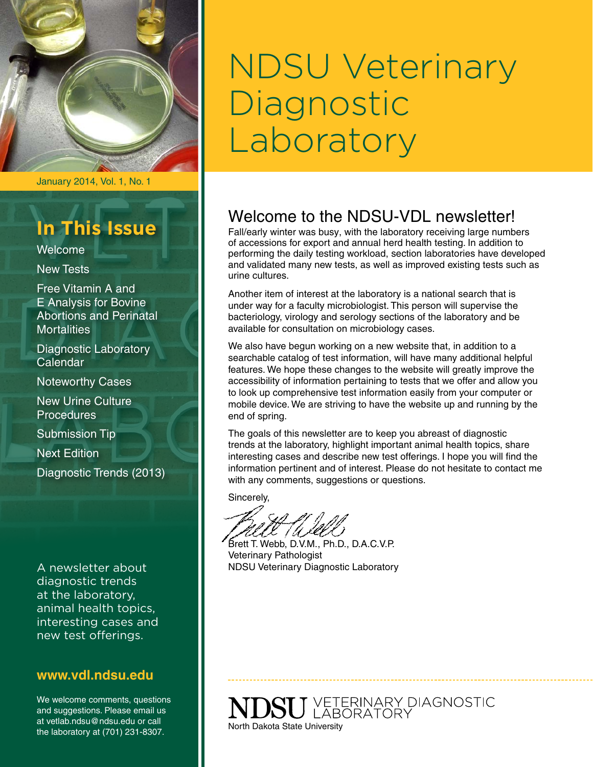# NDSU Veterinary Diagnostic Laboratory

January 2014, Vol. 1, No. 1

## In This Issue

- Welcome
- New Tests
- Free Vitamin A and E Analysis for Bovine Abortions and Perinatal Mortalities
- Diagnostic Laboratory Calendar
- Noteworthy Cases
- New Urine Culture Procedures
- Submission Tip
- Next Edition
- Diagnostic Trends (2013)

A newsletter about diagnostic trends at the laboratory, animal health topics, interesting cases and new test offerings.

**www.vdl.ndsu.edu**

We welcome comments, questions and suggestions. Please email us at vetlab.ndsu@ndsu.edu or call the laboratory at (701) 231-8307.

## Welcome to the NDSU-VDL newsletter!

Fall/early winter was busy, with the laboratory receiving large numbers of accessions for export and annual herd health testing. In addition to performing the daily testing workload, section laboratories have developed and validated many new tests, as well as improved existing tests such as urine cultures.

Another item of interest at the laboratory is a national search that is under way for a faculty microbiologist. This person will supervise the bacteriology, virology and serology sections of the laboratory and be available for consultation on microbiology cases.

We also have begun working on a new website that, in addition to a searchable catalog of test information, will have many additional helpful features. We hope these changes to the website will greatly improve the accessibility of information pertaining to tests that we offer and allow you to look up comprehensive test information easily from your computer or mobile device. We are striving to have the website up and running by the end of spring.

The goals of this newsletter are to keep you abreast of diagnostic trends at the laboratory, highlight important animal health topics, share interesting cases and describe new test offerings. I hope you will find the information pertinent and of interest. Please do not hesitate to contact me with any comments, suggestions or questions.

Sincerely,

Brett T. Webb, D.V.M., Ph.D., D.A.C.V.P.
Veterinary Pathologist
NDSU Veterinary Diagnostic Laboratory

NDSU VETERINARY DIAGNOSTIC LABORATORY
North Dakota State University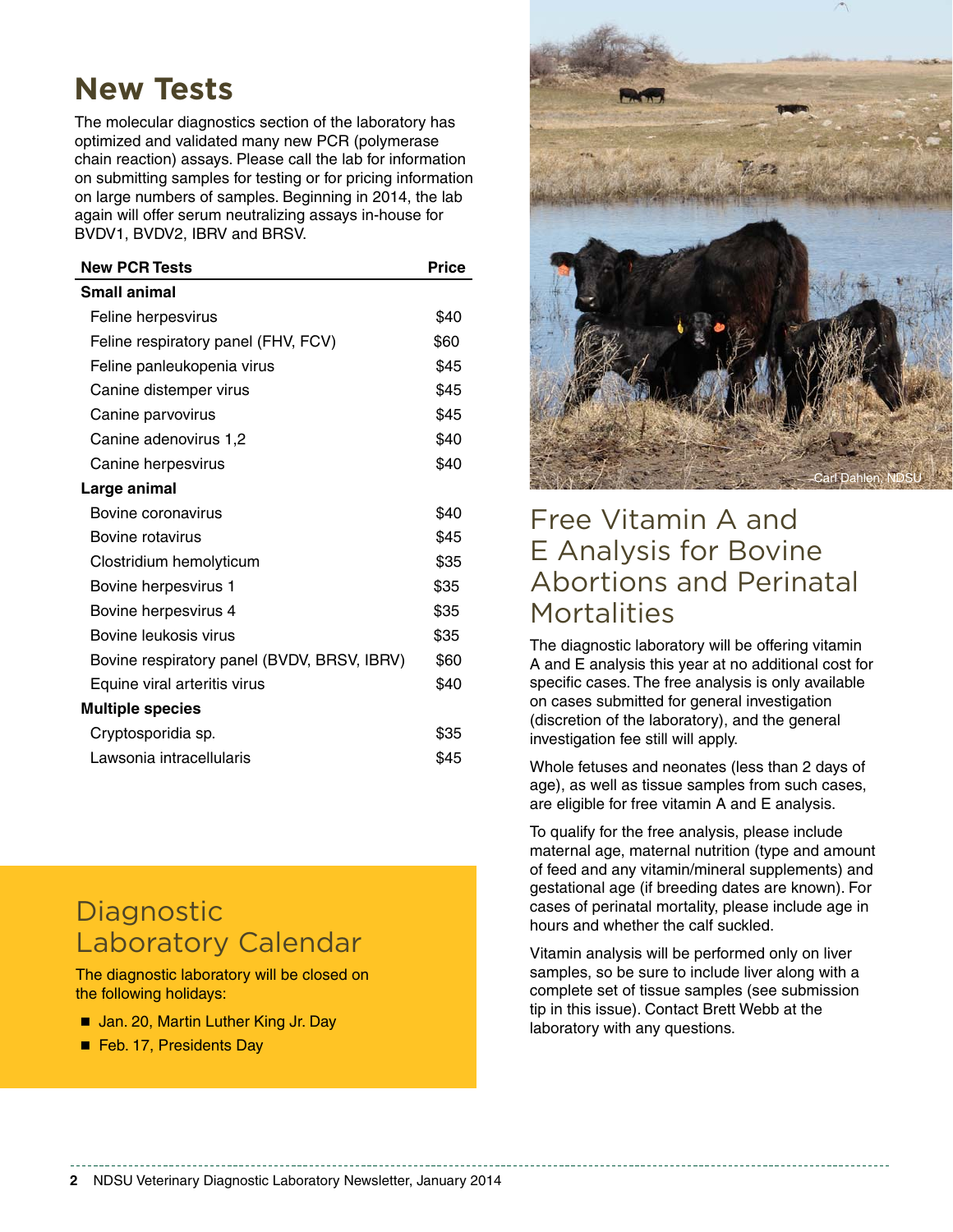# New Tests

The molecular diagnostics section of the laboratory has optimized and validated many new PCR (polymerase chain reaction) assays. Please call the lab for information on submitting samples for testing or for pricing information on large numbers of samples. Beginning in 2014, the lab again will offer serum neutralizing assays in-house for BVDV1, BVDV2, IBRV and BRSV.

| New PCR Tests | Price |
|---|---|
| **Small animal** | |
| Feline herpesvirus | $40 |
| Feline respiratory panel (FHV, FCV) | $60 |
| Feline panleukopenia virus | $45 |
| Canine distemper virus | $45 |
| Canine parvovirus | $45 |
| Canine adenovirus 1,2 | $40 |
| Canine herpesvirus | $40 |
| **Large animal** | |
| Bovine coronavirus | $40 |
| Bovine rotavirus | $45 |
| Clostridium hemolyticum | $35 |
| Bovine herpesvirus 1 | $35 |
| Bovine herpesvirus 4 | $35 |
| Bovine leukosis virus | $35 |
| Bovine respiratory panel (BVDV, BRSV, IBRV) | $60 |
| Equine viral arteritis virus | $40 |
| **Multiple species** | |
| Cryptosporidia sp. | $35 |
| Lawsonia intracellularis | $45 |

## Diagnostic Laboratory Calendar

The diagnostic laboratory will be closed on the following holidays:

- Jan. 20, Martin Luther King Jr. Day
- Feb. 17, Presidents Day

Carl Dahlen, NDSU

## Free Vitamin A and E Analysis for Bovine Abortions and Perinatal Mortalities

The diagnostic laboratory will be offering vitamin A and E analysis this year at no additional cost for specific cases. The free analysis is only available on cases submitted for general investigation (discretion of the laboratory), and the general investigation fee still will apply.

Whole fetuses and neonates (less than 2 days of age), as well as tissue samples from such cases, are eligible for free vitamin A and E analysis.

To qualify for the free analysis, please include maternal age, maternal nutrition (type and amount of feed and any vitamin/mineral supplements) and gestational age (if breeding dates are known). For cases of perinatal mortality, please include age in hours and whether the calf suckled.

Vitamin analysis will be performed only on liver samples, so be sure to include liver along with a complete set of tissue samples (see submission tip in this issue). Contact Brett Webb at the laboratory with any questions.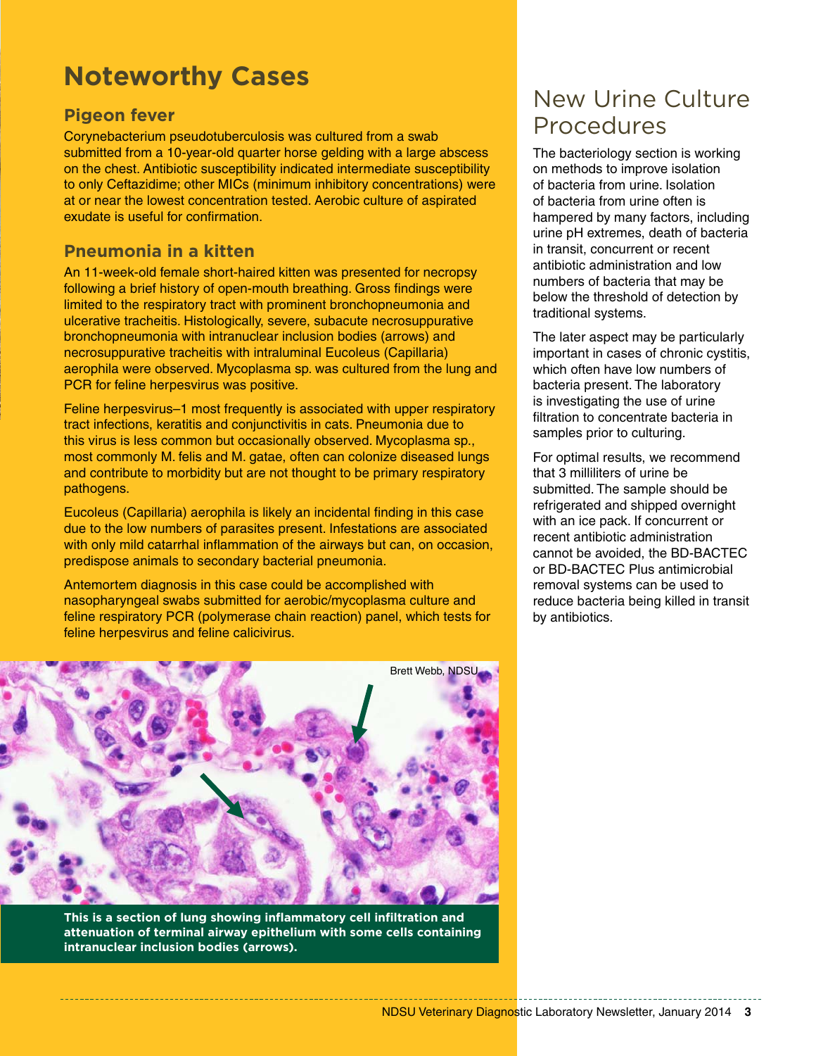# Noteworthy Cases

## Pigeon fever

Corynebacterium pseudotuberculosis was cultured from a swab submitted from a 10-year-old quarter horse gelding with a large abscess on the chest. Antibiotic susceptibility indicated intermediate susceptibility to only Ceftazidime; other MICs (minimum inhibitory concentrations) were at or near the lowest concentration tested. Aerobic culture of aspirated exudate is useful for confirmation.

## Pneumonia in a kitten

An 11-week-old female short-haired kitten was presented for necropsy following a brief history of open-mouth breathing. Gross findings were limited to the respiratory tract with prominent bronchopneumonia and ulcerative tracheitis. Histologically, severe, subacute necrosuppurative bronchopneumonia with intranuclear inclusion bodies (arrows) and necrosuppurative tracheitis with intraluminal Eucoleus (Capillaria) aerophila were observed. Mycoplasma sp. was cultured from the lung and PCR for feline herpesvirus was positive.

Feline herpesvirus–1 most frequently is associated with upper respiratory tract infections, keratitis and conjunctivitis in cats. Pneumonia due to this virus is less common but occasionally observed. Mycoplasma sp., most commonly M. felis and M. gatae, often can colonize diseased lungs and contribute to morbidity but are not thought to be primary respiratory pathogens.

Eucoleus (Capillaria) aerophila is likely an incidental finding in this case due to the low numbers of parasites present. Infestations are associated with only mild catarrhal inflammation of the airways but can, on occasion, predispose animals to secondary bacterial pneumonia.

Antemortem diagnosis in this case could be accomplished with nasopharyngeal swabs submitted for aerobic/mycoplasma culture and feline respiratory PCR (polymerase chain reaction) panel, which tests for feline herpesvirus and feline calicivirus.

Brett Webb, NDSU

**This is a section of lung showing inflammatory cell infiltration and attenuation of terminal airway epithelium with some cells containing intranuclear inclusion bodies (arrows).**

# New Urine Culture Procedures

The bacteriology section is working on methods to improve isolation of bacteria from urine. Isolation of bacteria from urine often is hampered by many factors, including urine pH extremes, death of bacteria in transit, concurrent or recent antibiotic administration and low numbers of bacteria that may be below the threshold of detection by traditional systems.

The later aspect may be particularly important in cases of chronic cystitis, which often have low numbers of bacteria present. The laboratory is investigating the use of urine filtration to concentrate bacteria in samples prior to culturing.

For optimal results, we recommend that 3 milliliters of urine be submitted. The sample should be refrigerated and shipped overnight with an ice pack. If concurrent or recent antibiotic administration cannot be avoided, the BD-BACTEC or BD-BACTEC Plus antimicrobial removal systems can be used to reduce bacteria being killed in transit by antibiotics.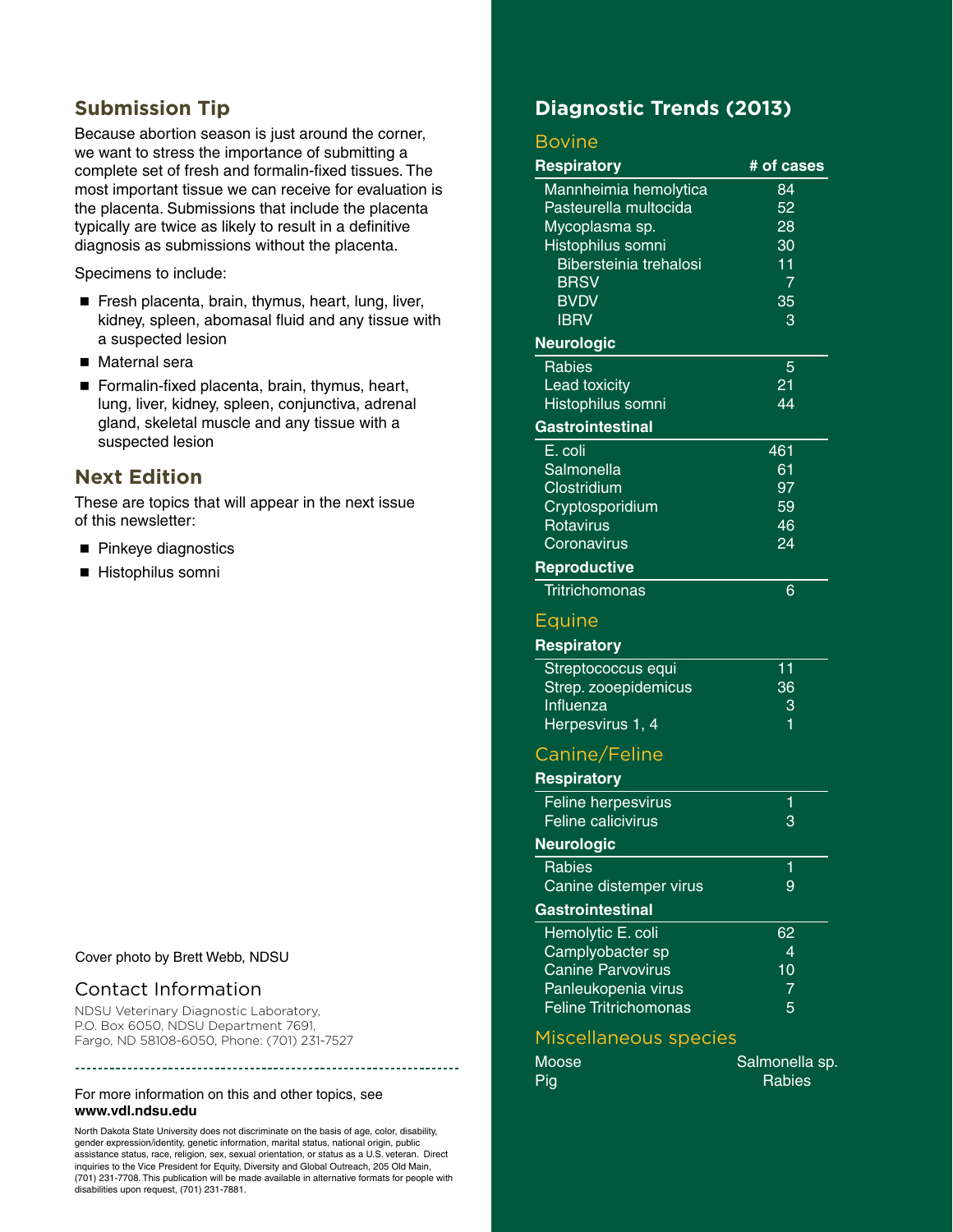## Submission Tip

Because abortion season is just around the corner, we want to stress the importance of submitting a complete set of fresh and formalin-fixed tissues. The most important tissue we can receive for evaluation is the placenta. Submissions that include the placenta typically are twice as likely to result in a definitive diagnosis as submissions without the placenta.

Specimens to include:

- Fresh placenta, brain, thymus, heart, lung, liver, kidney, spleen, abomasal fluid and any tissue with a suspected lesion
- Maternal sera
- Formalin-fixed placenta, brain, thymus, heart, lung, liver, kidney, spleen, conjunctiva, adrenal gland, skeletal muscle and any tissue with a suspected lesion

## Next Edition

These are topics that will appear in the next issue of this newsletter:

- Pinkeye diagnostics
- Histophilus somni

Cover photo by Brett Webb, NDSU

### Contact Information

NDSU Veterinary Diagnostic Laboratory,
P.O. Box 6050, NDSU Department 7691,
Fargo, ND 58108-6050, Phone: (701) 231-7527

For more information on this and other topics, see
**www.vdl.ndsu.edu**

North Dakota State University does not discriminate on the basis of age, color, disability, gender expression/identity, genetic information, marital status, national origin, public assistance status, race, religion, sex, sexual orientation, or status as a U.S. veteran. Direct inquiries to the Vice President for Equity, Diversity and Global Outreach, 205 Old Main, (701) 231-7708. This publication will be made available in alternative formats for people with disabilities upon request, (701) 231-7881.

## Diagnostic Trends (2013)

### Bovine

| Respiratory | # of cases |
|---|---|
| Mannheimia hemolytica | 84 |
| Pasteurella multocida | 52 |
| Mycoplasma sp. | 28 |
| Histophilus somni | 30 |
| Bibersteinia trehalosi | 11 |
| BRSV | 7 |
| BVDV | 35 |
| IBRV | 3 |
| **Neurologic** | |
| Rabies | 5 |
| Lead toxicity | 21 |
| Histophilus somni | 44 |
| **Gastrointestinal** | |
| E. coli | 461 |
| Salmonella | 61 |
| Clostridium | 97 |
| Cryptosporidium | 59 |
| Rotavirus | 46 |
| Coronavirus | 24 |
| **Reproductive** | |
| Tritrichomonas | 6 |

### Equine

| Respiratory | |
|---|---|
| Streptococcus equi | 11 |
| Strep. zooepidemicus | 36 |
| Influenza | 3 |
| Herpesvirus 1, 4 | 1 |

### Canine/Feline

| Respiratory | |
|---|---|
| Feline herpesvirus | 1 |
| Feline calicivirus | 3 |
| **Neurologic** | |
| Rabies | 1 |
| Canine distemper virus | 9 |
| **Gastrointestinal** | |
| Hemolytic E. coli | 62 |
| Camplyobacter sp | 4 |
| Canine Parvovirus | 10 |
| Panleukopenia virus | 7 |
| Feline Tritrichomonas | 5 |

### Miscellaneous species

| | |
|---|---|
| Moose | Salmonella sp. |
| Pig | Rabies |